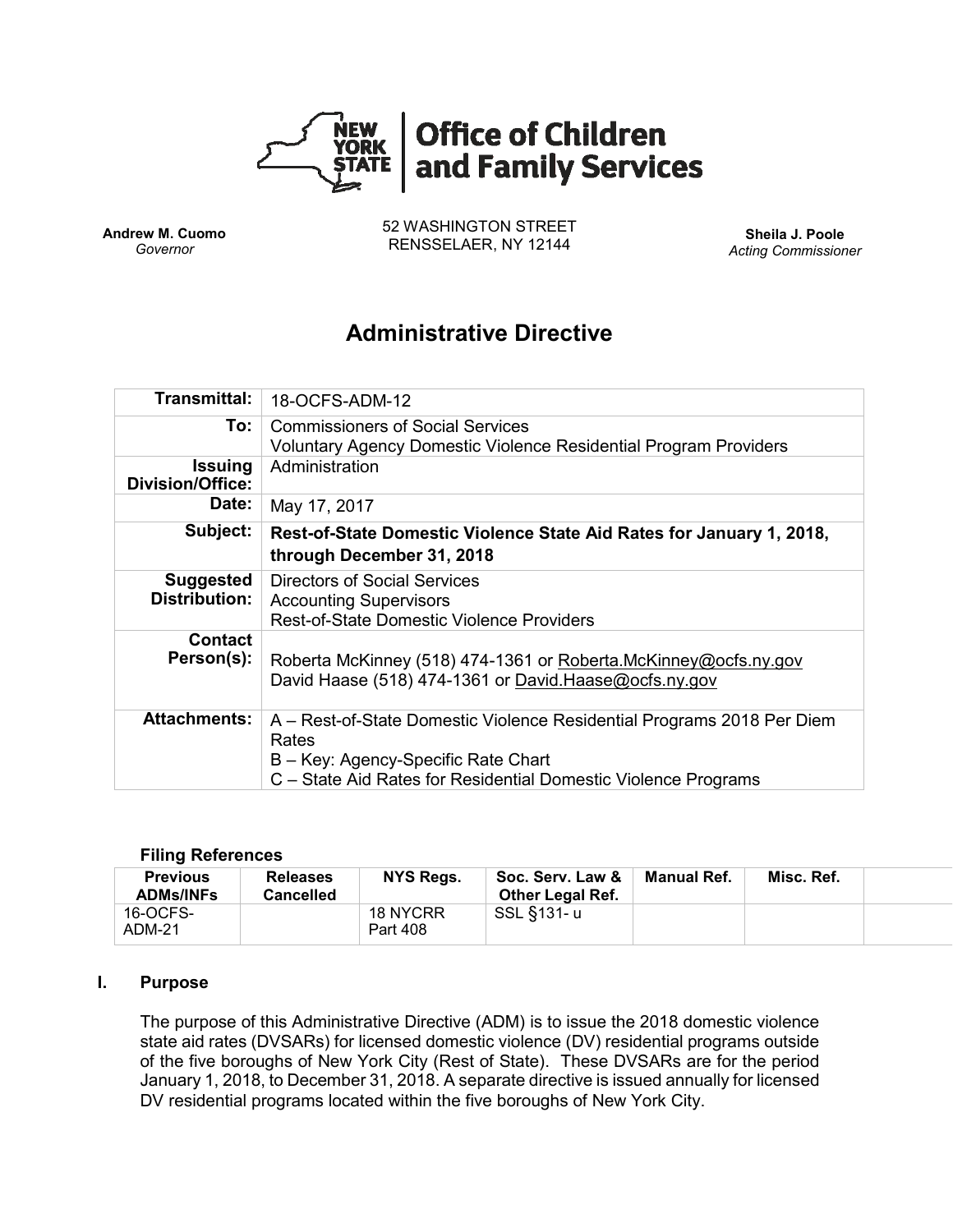**Office of Children and Family Services**

**Andrew M. Cuomo**
*Governor*

52 WASHINGTON STREET
RENSSELAER, NY 12144

**Sheila J. Poole**
*Acting Commissioner*

# Administrative Directive

| | |
|---|---|
| **Transmittal:** | 18-OCFS-ADM-12 |
| **To:** | Commissioners of Social Services<br>Voluntary Agency Domestic Violence Residential Program Providers |
| **Issuing Division/Office:** | Administration |
| **Date:** | May 17, 2017 |
| **Subject:** | **Rest-of-State Domestic Violence State Aid Rates for January 1, 2018, through December 31, 2018** |
| **Suggested Distribution:** | Directors of Social Services<br>Accounting Supervisors<br>Rest-of-State Domestic Violence Providers |
| **Contact Person(s):** | Roberta McKinney (518) 474-1361 or Roberta.McKinney@ocfs.ny.gov<br>David Haase (518) 474-1361 or David.Haase@ocfs.ny.gov |
| **Attachments:** | A – Rest-of-State Domestic Violence Residential Programs 2018 Per Diem Rates<br>B – Key: Agency-Specific Rate Chart<br>C – State Aid Rates for Residential Domestic Violence Programs |

#### Filing References

| Previous ADMs/INFs | Releases Cancelled | NYS Regs. | Soc. Serv. Law & Other Legal Ref. | Manual Ref. | Misc. Ref. | |
|---|---|---|---|---|---|---|
| 16-OCFS-ADM-21 | | 18 NYCRR Part 408 | SSL §131- u | | | |

## I. Purpose

The purpose of this Administrative Directive (ADM) is to issue the 2018 domestic violence state aid rates (DVSARs) for licensed domestic violence (DV) residential programs outside of the five boroughs of New York City (Rest of State). These DVSARs are for the period January 1, 2018, to December 31, 2018. A separate directive is issued annually for licensed DV residential programs located within the five boroughs of New York City.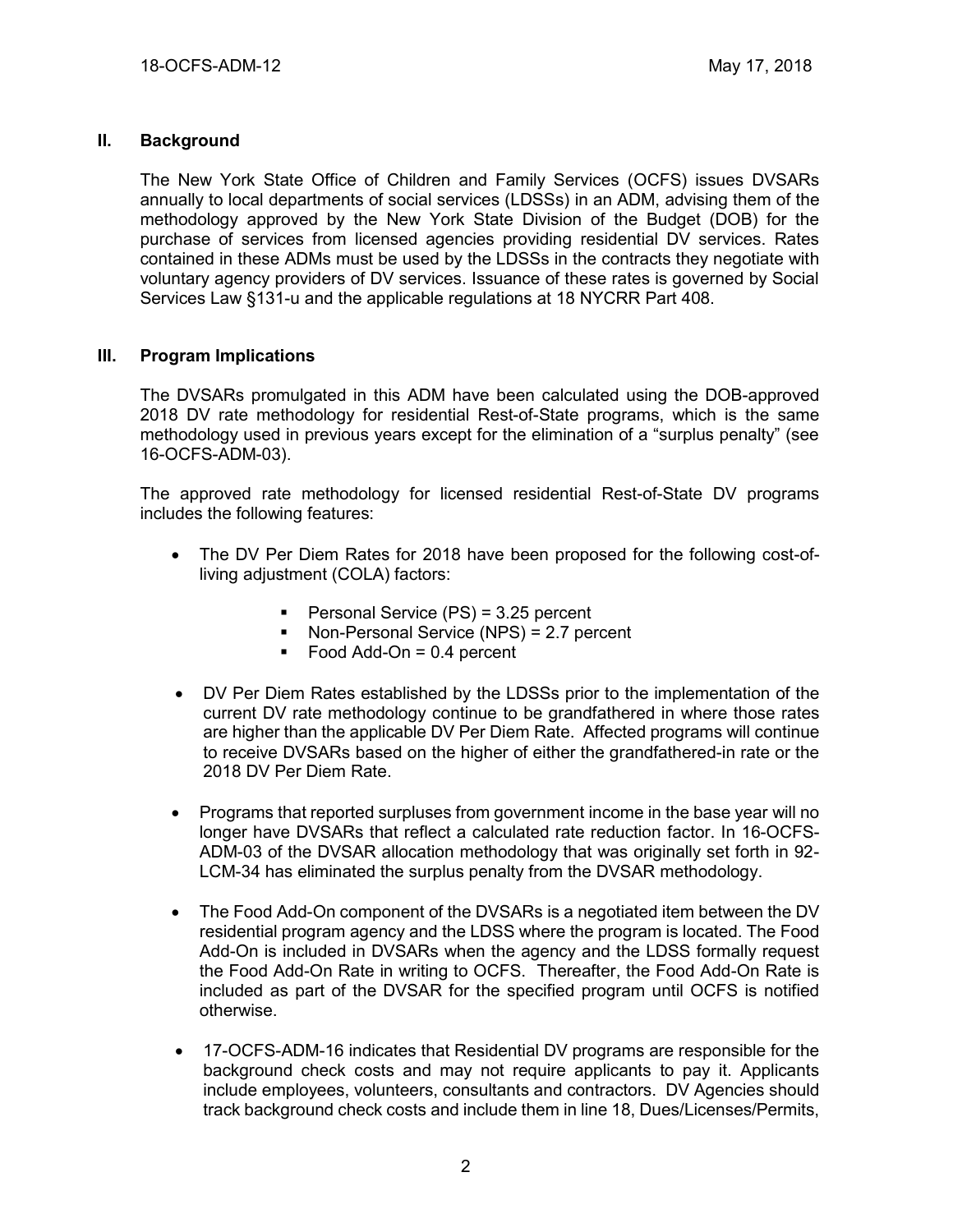## II. Background

The New York State Office of Children and Family Services (OCFS) issues DVSARs annually to local departments of social services (LDSSs) in an ADM, advising them of the methodology approved by the New York State Division of the Budget (DOB) for the purchase of services from licensed agencies providing residential DV services. Rates contained in these ADMs must be used by the LDSSs in the contracts they negotiate with voluntary agency providers of DV services. Issuance of these rates is governed by Social Services Law §131-u and the applicable regulations at 18 NYCRR Part 408.

## III. Program Implications

The DVSARs promulgated in this ADM have been calculated using the DOB-approved 2018 DV rate methodology for residential Rest-of-State programs, which is the same methodology used in previous years except for the elimination of a "surplus penalty" (see 16-OCFS-ADM-03).

The approved rate methodology for licensed residential Rest-of-State DV programs includes the following features:

- The DV Per Diem Rates for 2018 have been proposed for the following cost-of-living adjustment (COLA) factors:
  - Personal Service (PS) = 3.25 percent
  - Non-Personal Service (NPS) = 2.7 percent
  - Food Add-On = 0.4 percent
- DV Per Diem Rates established by the LDSSs prior to the implementation of the current DV rate methodology continue to be grandfathered in where those rates are higher than the applicable DV Per Diem Rate. Affected programs will continue to receive DVSARs based on the higher of either the grandfathered-in rate or the 2018 DV Per Diem Rate.
- Programs that reported surpluses from government income in the base year will no longer have DVSARs that reflect a calculated rate reduction factor. In 16-OCFS-ADM-03 of the DVSAR allocation methodology that was originally set forth in 92-LCM-34 has eliminated the surplus penalty from the DVSAR methodology.
- The Food Add-On component of the DVSARs is a negotiated item between the DV residential program agency and the LDSS where the program is located. The Food Add-On is included in DVSARs when the agency and the LDSS formally request the Food Add-On Rate in writing to OCFS. Thereafter, the Food Add-On Rate is included as part of the DVSAR for the specified program until OCFS is notified otherwise.
- 17-OCFS-ADM-16 indicates that Residential DV programs are responsible for the background check costs and may not require applicants to pay it. Applicants include employees, volunteers, consultants and contractors. DV Agencies should track background check costs and include them in line 18, Dues/Licenses/Permits,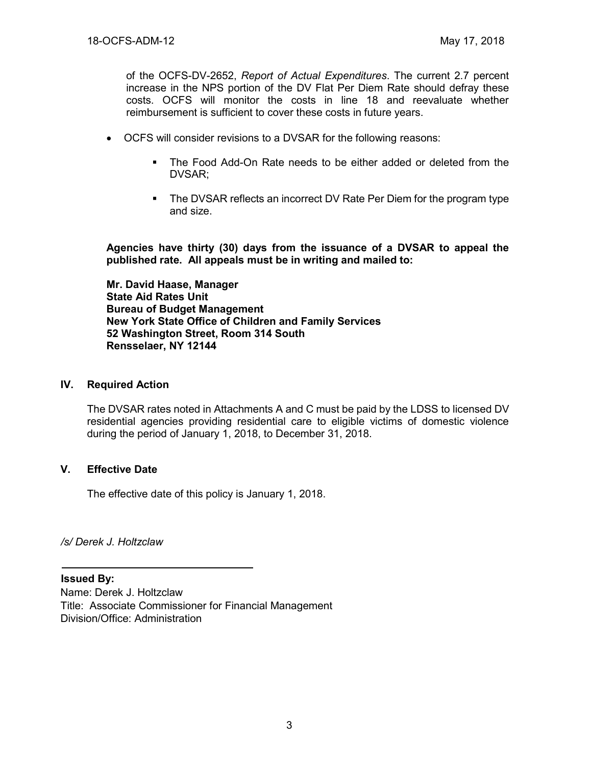of the OCFS-DV-2652, *Report of Actual Expenditures*. The current 2.7 percent increase in the NPS portion of the DV Flat Per Diem Rate should defray these costs. OCFS will monitor the costs in line 18 and reevaluate whether reimbursement is sufficient to cover these costs in future years.

- OCFS will consider revisions to a DVSAR for the following reasons:
  - The Food Add-On Rate needs to be either added or deleted from the DVSAR;
  - The DVSAR reflects an incorrect DV Rate Per Diem for the program type and size.

**Agencies have thirty (30) days from the issuance of a DVSAR to appeal the published rate. All appeals must be in writing and mailed to:**

**Mr. David Haase, Manager**
**State Aid Rates Unit**
**Bureau of Budget Management**
**New York State Office of Children and Family Services**
**52 Washington Street, Room 314 South**
**Rensselaer, NY 12144**

## IV. Required Action

The DVSAR rates noted in Attachments A and C must be paid by the LDSS to licensed DV residential agencies providing residential care to eligible victims of domestic violence during the period of January 1, 2018, to December 31, 2018.

## V. Effective Date

The effective date of this policy is January 1, 2018.

*/s/ Derek J. Holtzclaw*

**Issued By:**
Name: Derek J. Holtzclaw
Title: Associate Commissioner for Financial Management
Division/Office: Administration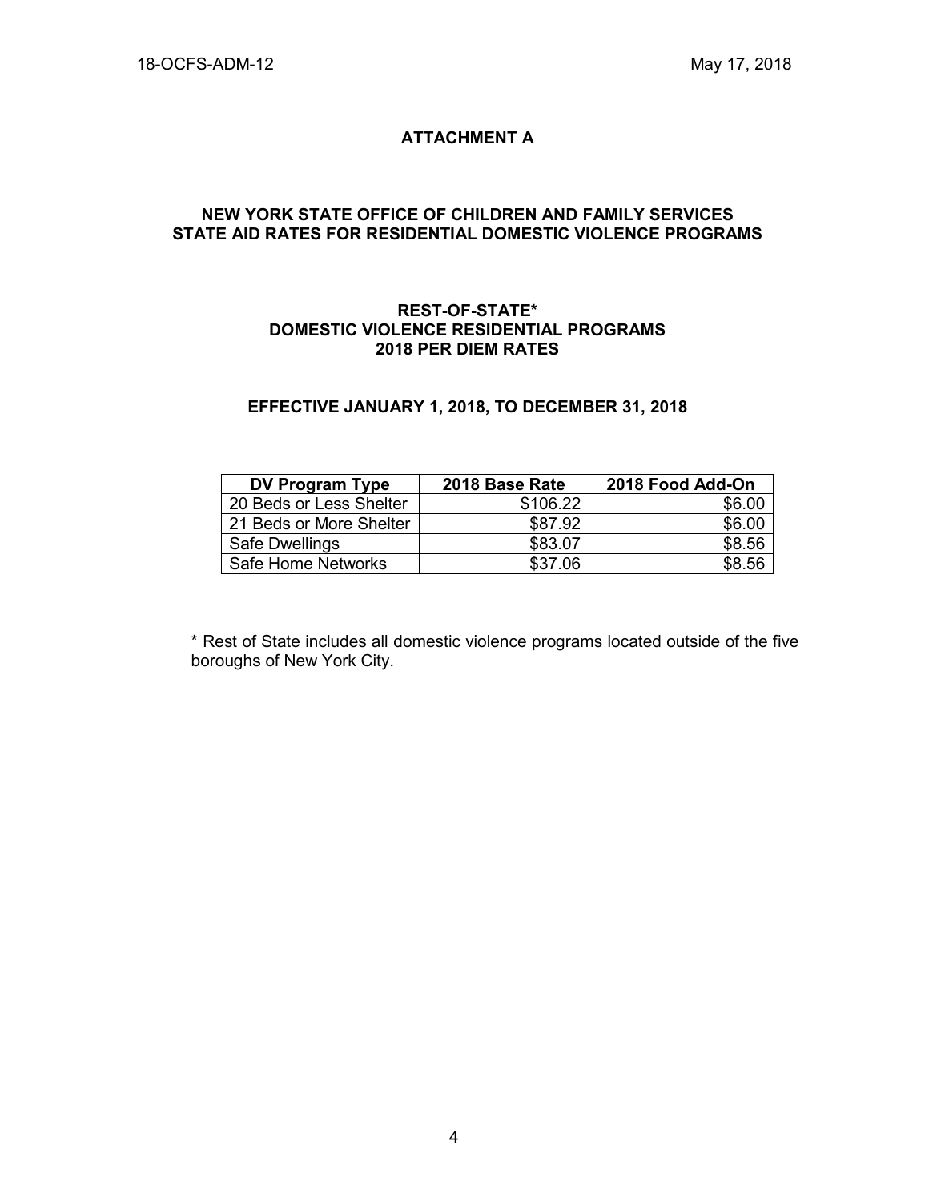## ATTACHMENT A

### NEW YORK STATE OFFICE OF CHILDREN AND FAMILY SERVICES
### STATE AID RATES FOR RESIDENTIAL DOMESTIC VIOLENCE PROGRAMS

#### REST-OF-STATE*
#### DOMESTIC VIOLENCE RESIDENTIAL PROGRAMS
#### 2018 PER DIEM RATES

**EFFECTIVE JANUARY 1, 2018, TO DECEMBER 31, 2018**

| DV Program Type | 2018 Base Rate | 2018 Food Add-On |
|---|---:|---:|
| 20 Beds or Less Shelter | $106.22 | $6.00 |
| 21 Beds or More Shelter | $87.92 | $6.00 |
| Safe Dwellings | $83.07 | $8.56 |
| Safe Home Networks | $37.06 | $8.56 |

* Rest of State includes all domestic violence programs located outside of the five boroughs of New York City.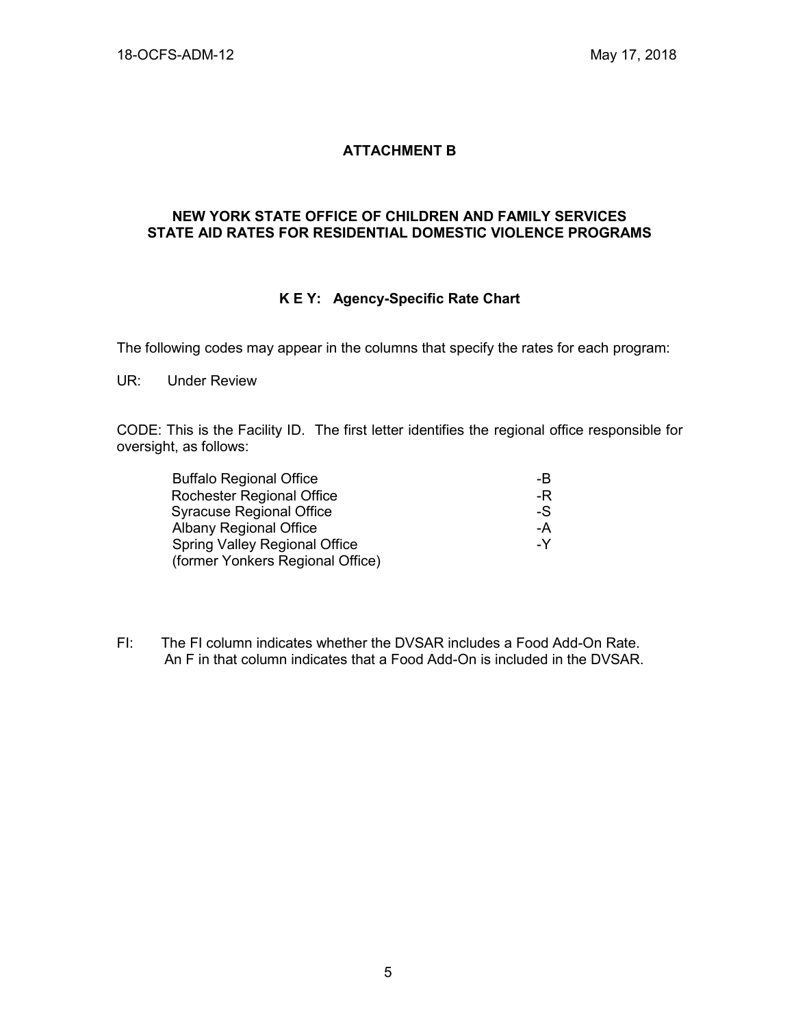# ATTACHMENT B

## NEW YORK STATE OFFICE OF CHILDREN AND FAMILY SERVICES STATE AID RATES FOR RESIDENTIAL DOMESTIC VIOLENCE PROGRAMS

### K E Y: Agency-Specific Rate Chart

The following codes may appear in the columns that specify the rates for each program:

UR: Under Review

CODE: This is the Facility ID. The first letter identifies the regional office responsible for oversight, as follows:

| | |
|---|---|
| Buffalo Regional Office | -B |
| Rochester Regional Office | -R |
| Syracuse Regional Office | -S |
| Albany Regional Office | -A |
| Spring Valley Regional Office (former Yonkers Regional Office) | -Y |

FI: The FI column indicates whether the DVSAR includes a Food Add-On Rate. An F in that column indicates that a Food Add-On is included in the DVSAR.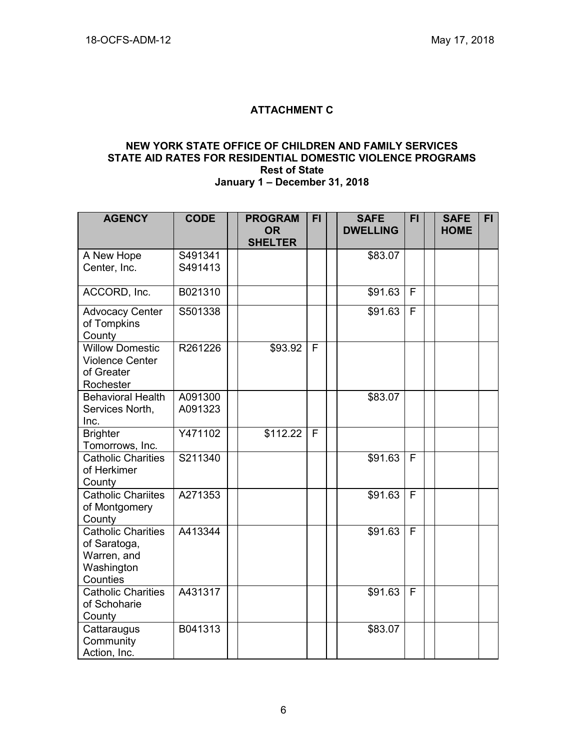## ATTACHMENT C

### NEW YORK STATE OFFICE OF CHILDREN AND FAMILY SERVICES
### STATE AID RATES FOR RESIDENTIAL DOMESTIC VIOLENCE PROGRAMS
### Rest of State
### January 1 – December 31, 2018

| AGENCY | CODE | | PROGRAM OR SHELTER | FI | | SAFE DWELLING | FI | | SAFE HOME | FI |
|---|---|---|---|---|---|---|---|---|---|---|
| A New Hope Center, Inc. | S491341 S491413 | | | | | $83.07 | | | | |
| ACCORD, Inc. | B021310 | | | | | $91.63 | F | | | |
| Advocacy Center of Tompkins County | S501338 | | | | | $91.63 | F | | | |
| Willow Domestic Violence Center of Greater Rochester | R261226 | | $93.92 | F | | | | | | |
| Behavioral Health Services North, Inc. | A091300 A091323 | | | | | $83.07 | | | | |
| Brighter Tomorrows, Inc. | Y471102 | | $112.22 | F | | | | | | |
| Catholic Charities of Herkimer County | S211340 | | | | | $91.63 | F | | | |
| Catholic Chariites of Montgomery County | A271353 | | | | | $91.63 | F | | | |
| Catholic Charities of Saratoga, Warren, and Washington Counties | A413344 | | | | | $91.63 | F | | | |
| Catholic Charities of Schoharie County | A431317 | | | | | $91.63 | F | | | |
| Cattaraugus Community Action, Inc. | B041313 | | | | | $83.07 | | | | |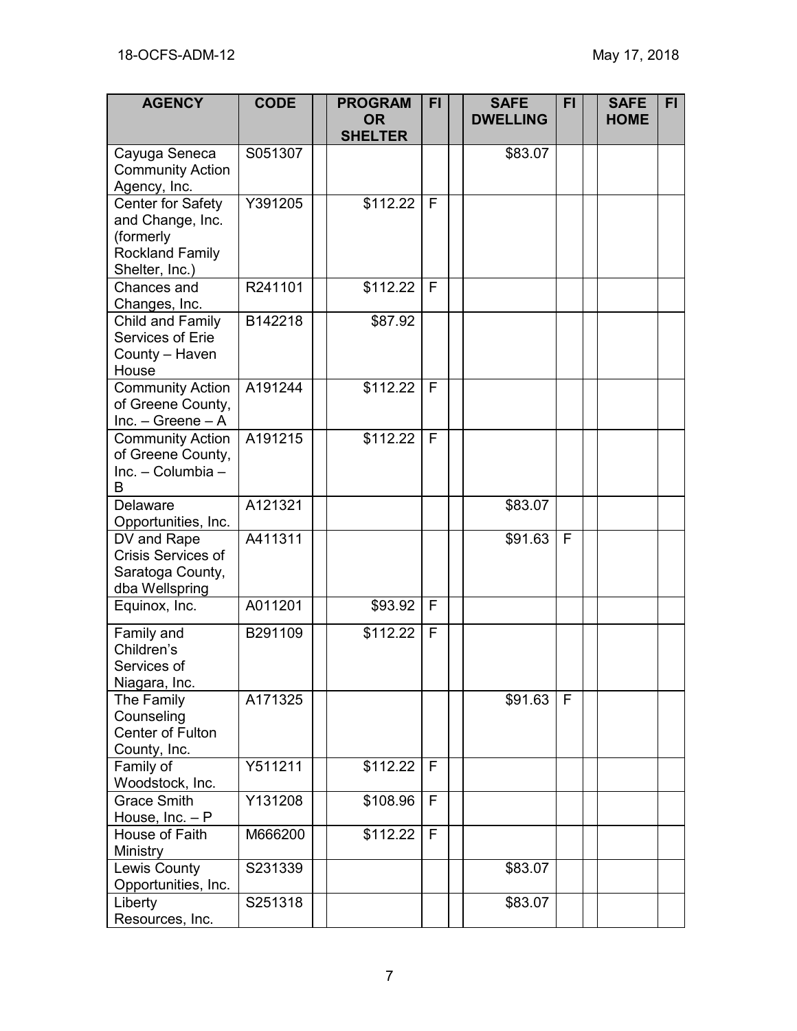| AGENCY | CODE | | PROGRAM OR SHELTER | FI | | SAFE DWELLING | FI | | SAFE HOME | FI |
|---|---|---|---|---|---|---|---|---|---|---|
| Cayuga Seneca Community Action Agency, Inc. | S051307 | | | | | $83.07 | | | | |
| Center for Safety and Change, Inc. (formerly Rockland Family Shelter, Inc.) | Y391205 | | $112.22 | F | | | | | | |
| Chances and Changes, Inc. | R241101 | | $112.22 | F | | | | | | |
| Child and Family Services of Erie County – Haven House | B142218 | | $87.92 | | | | | | | |
| Community Action of Greene County, Inc. – Greene – A | A191244 | | $112.22 | F | | | | | | |
| Community Action of Greene County, Inc. – Columbia – B | A191215 | | $112.22 | F | | | | | | |
| Delaware Opportunities, Inc. | A121321 | | | | | $83.07 | | | | |
| DV and Rape Crisis Services of Saratoga County, dba Wellspring | A411311 | | | | | $91.63 | F | | | |
| Equinox, Inc. | A011201 | | $93.92 | F | | | | | | |
| Family and Children's Services of Niagara, Inc. | B291109 | | $112.22 | F | | | | | | |
| The Family Counseling Center of Fulton County, Inc. | A171325 | | | | | $91.63 | F | | | |
| Family of Woodstock, Inc. | Y511211 | | $112.22 | F | | | | | | |
| Grace Smith House, Inc. – P | Y131208 | | $108.96 | F | | | | | | |
| House of Faith Ministry | M666200 | | $112.22 | F | | | | | | |
| Lewis County Opportunities, Inc. | S231339 | | | | | $83.07 | | | | |
| Liberty Resources, Inc. | S251318 | | | | | $83.07 | | | | |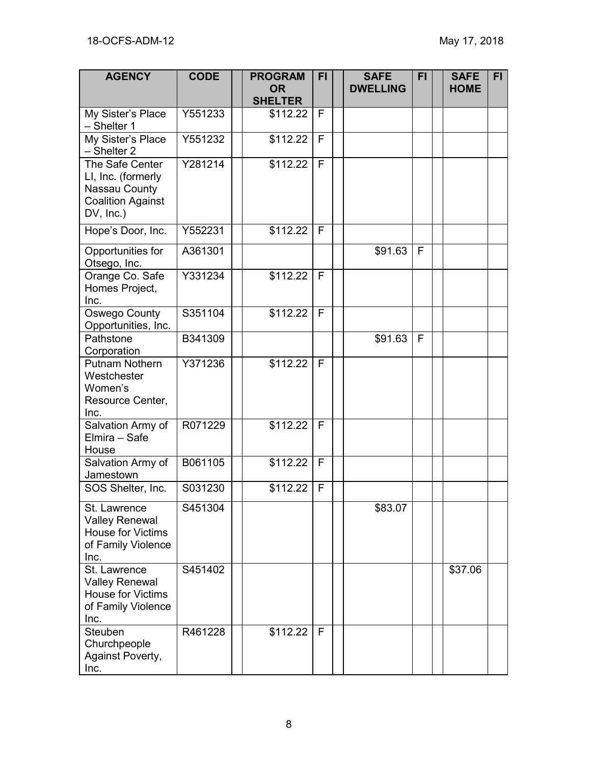| AGENCY | CODE | | PROGRAM OR SHELTER | FI | | SAFE DWELLING | FI | | SAFE HOME | FI |
|---|---|---|---|---|---|---|---|---|---|---|
| My Sister's Place – Shelter 1 | Y551233 | | $112.22 | F | | | | | | |
| My Sister's Place – Shelter 2 | Y551232 | | $112.22 | F | | | | | | |
| The Safe Center LI, Inc. (formerly Nassau County Coalition Against DV, Inc.) | Y281214 | | $112.22 | F | | | | | | |
| Hope's Door, Inc. | Y552231 | | $112.22 | F | | | | | | |
| Opportunities for Otsego, Inc. | A361301 | | | | | $91.63 | F | | | |
| Orange Co. Safe Homes Project, Inc. | Y331234 | | $112.22 | F | | | | | | |
| Oswego County Opportunities, Inc. | S351104 | | $112.22 | F | | | | | | |
| Pathstone Corporation | B341309 | | | | | $91.63 | F | | | |
| Putnam Nothern Westchester Women's Resource Center, Inc. | Y371236 | | $112.22 | F | | | | | | |
| Salvation Army of Elmira – Safe House | R071229 | | $112.22 | F | | | | | | |
| Salvation Army of Jamestown | B061105 | | $112.22 | F | | | | | | |
| SOS Shelter, Inc. | S031230 | | $112.22 | F | | | | | | |
| St. Lawrence Valley Renewal House for Victims of Family Violence Inc. | S451304 | | | | | $83.07 | | | | |
| St. Lawrence Valley Renewal House for Victims of Family Violence Inc. | S451402 | | | | | | | | $37.06 | |
| Steuben Churchpeople Against Poverty, Inc. | R461228 | | $112.22 | F | | | | | | |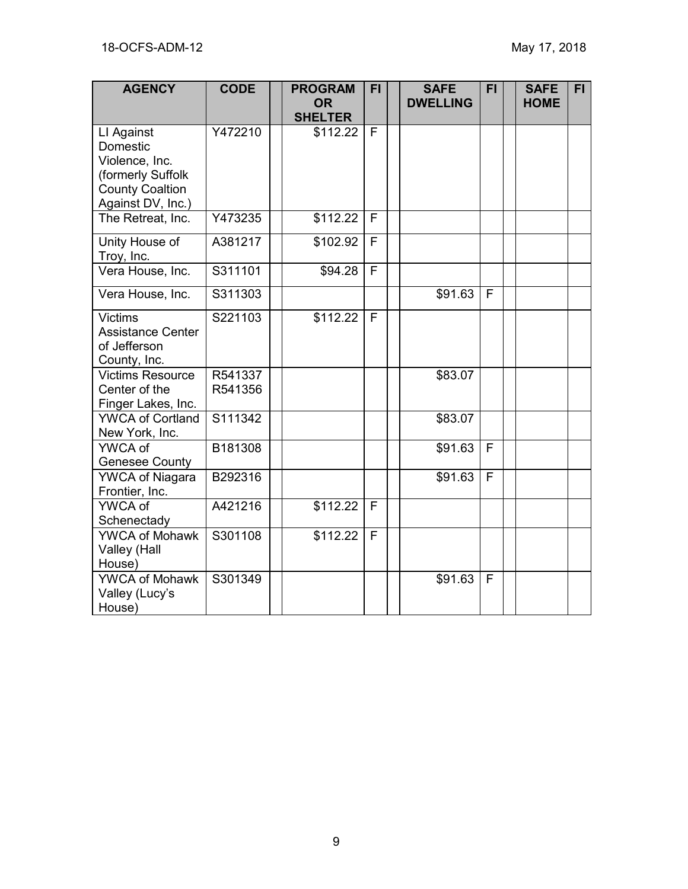| AGENCY | CODE | | PROGRAM OR SHELTER | FI | | SAFE DWELLING | FI | | SAFE HOME | FI |
|---|---|---|---|---|---|---|---|---|---|---|
| LI Against Domestic Violence, Inc. (formerly Suffolk County Coaltion Against DV, Inc.) | Y472210 | | $112.22 | F | | | | | | |
| The Retreat, Inc. | Y473235 | | $112.22 | F | | | | | | |
| Unity House of Troy, Inc. | A381217 | | $102.92 | F | | | | | | |
| Vera House, Inc. | S311101 | | $94.28 | F | | | | | | |
| Vera House, Inc. | S311303 | | | | | $91.63 | F | | | |
| Victims Assistance Center of Jefferson County, Inc. | S221103 | | $112.22 | F | | | | | | |
| Victims Resource Center of the Finger Lakes, Inc. | R541337 R541356 | | | | | $83.07 | | | | |
| YWCA of Cortland New York, Inc. | S111342 | | | | | $83.07 | | | | |
| YWCA of Genesee County | B181308 | | | | | $91.63 | F | | | |
| YWCA of Niagara Frontier, Inc. | B292316 | | | | | $91.63 | F | | | |
| YWCA of Schenectady | A421216 | | $112.22 | F | | | | | | |
| YWCA of Mohawk Valley (Hall House) | S301108 | | $112.22 | F | | | | | | |
| YWCA of Mohawk Valley (Lucy's House) | S301349 | | | | | $91.63 | F | | | |